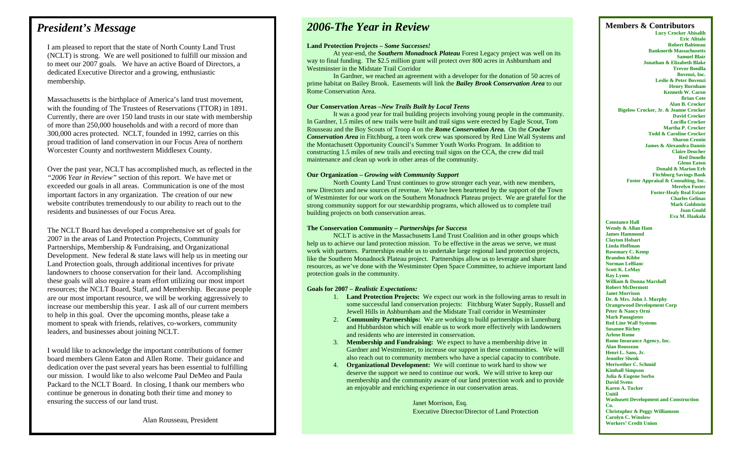## *President's Message*

I am pleased to report that the state of North County Land Trust (NCLT) is strong. We are well positioned to fulfill our mission and to meet our 2007 goals. We have an active Board of Directors, a dedicated Executive Director and a growing, enthusiastic membership.

Massachusetts is the birthplace of America's land trust movement, with the founding of The Trustees of Reservations (TTOR) in 1891. Currently, there are over 150 land trusts in our state with membership of more than 250,000 households and with a record of more than 300,000 acres protected. NCLT, founded in 1992, carries on this proud tradition of land conservation in our Focus Area of northern Worcester County and northwestern Middlesex County.

Over the past year, NCLT has accomplished much, as reflected in the *"2006 Year in Review"* section of this report. We have met or exceeded our goals in all areas. Communication is one of the most important factors in any organization. The creation of our new website contributes tremendously to our ability to reach out to the residents and businesses of our Focus Area.

The NCLT Board has developed a comprehensive set of goals for 2007 in the areas of Land Protection Projects, Community Partnerships, Membership & Fundraising, and Organizational Development. New federal & state laws will help us in meeting our Land Protection goals, through additional incentives for private landowners to choose conservation for their land. Accomplishing these goals will also require a team effort utilizing our most import resources; the NCLT Board, Staff, and Membership. Because people are our most important resource, we will be working aggressively to increase our membership this year. I ask all of our current members to help in this goal. Over the upcoming months, please take a moment to speak with friends, relatives, co-workers, community leaders, and businesses about joining NCLT.

I would like to acknowledge the important contributions of former board members Glenn Eaton and Allen Rome. Their guidance and dedication over the past several years has been essential to fulfilling our mission. I would like to also welcome Paul DeMeo and Paula Packard to the NCLT Board. In closing, I thank our members who continue be generous in donating both their time and money to ensuring the success of our land trust.

Alan Rousseau, President

## *2006-The Year in Review*

**Land Protection Projects –** ***Some Successes!***

At year-end, the ***Southern Monadnock Plateau*** Forest Legacy project was well on its way to final funding. The $2.5 million grant will protect over 800 acres in Ashburnham and Westminster in the Midstate Trail Corridor

In Gardner, we reached an agreement with a developer for the donation of 50 acres of prime habitat on Bailey Brook. Easements will link the ***Bailey Brook Conservation Area*** to our Rome Conservation Area.

**Our Conservation Areas –*****New Trails Built by Local Teens***

It was a good year for trail building projects involving young people in the community. In Gardner, 1.5 miles of new trails were built and trail signs were erected by Eagle Scout, Tom Rousseau and the Boy Scouts of Troop 4 on the ***Rome Conservation Area.*** On the ***Crocker Conservation Area*** in Fitchburg, a teen work crew was sponsored by Red Line Wall Systems and the Montachusett Opportunity Council's Summer Youth Works Program. In addition to constructing 1.5 miles of new trails and erecting trail signs on the CCA, the crew did trail maintenance and clean up work in other areas of the community.

**Our Organization –** ***Growing with Community Support***

North County Land Trust continues to grow stronger each year, with new members, new Directors and new sources of revenue. We have been heartened by the support of the Town of Westminster for our work on the Southern Monadnock Plateau project. We are grateful for the strong community support for our stewardship programs, which allowed us to complete trail building projects on both conservation areas.

**The Conservation Community –** ***Partnerships for Success***

NCLT is active in the Massachusetts Land Trust Coalition and in other groups which help us to achieve our land protection mission. To be effective in the areas we serve, we must work with partners. Partnerships enable us to undertake large regional land protection projects, like the Southern Monadnock Plateau project. Partnerships allow us to leverage and share resources, as we've done with the Westminster Open Space Committee, to achieve important land protection goals in the community.

**Goals for 2007 –** ***Realistic Expectations:***

1. **Land Protection Projects:** We expect our work in the following areas to result in some successful land conservation projects: Fitchburg Water Supply, Russell and Jewell Hills in Ashburnham and the Midstate Trail corridor in Westminster
2. **Community Partnerships:** We are working to build partnerships in Lunenburg and Hubbardston which will enable us to work more effectively with landowners and residents who are interested in conservation.
3. **Membership and Fundraising:** We expect to have a membership drive in Gardner and Westminster, to increase our support in these communities. We will also reach out to community members who have a special capacity to contribute.
4. **Organizational Development:** We will continue to work hard to show we deserve the support we need to continue our work. We will strive to keep our membership and the community aware of our land protection work and to provide an enjoyable and enriching experience in our conservation areas.

Janet Morrison, Esq.
Executive Director/Director of Land Protection

## Members & Contributors

**Lucy Crocker Abisalih**
**Eric Alitalo**
**Robert Babineau**
**Banknorth Massachusetts**
**Samuel Blair**
**Jonathan & Elizabeth Blake**
**Trevor Bonilla**
**Bovenzi, Inc.**
**Leslie & Peter Bovenzi**
**Henry Burnham**
**Kenneth W. Caron**
**Brian Cote**
**Alan B. Crocker**
**Bigelow Crocker, Jr. & Jeanne Crocker**
**David Crocker**
**Lucilla Crocker**
**Martha P. Crocker**
**Todd & Caroline Crocker**
**Sharon Cronin**
**James & Alexandra Dannis**
**Claire Deucher**
**Red Donelle**
**Glenn Eaton**
**Donald & Marion Erb**
**Fitchburg Savings Bank**
**Foster Appraisal & Consulting, Inc.**
**Merelyn Foster**
**Foster-Healy Real Estate**
**Charles Gelinas**
**Mark Goldstein**
**Joan Gould**
**Eva M. Haakala**
**Constance Hall**
**Wendy & Allan Ham**
**James Hammond**
**Clayton Hobart**
**Linda Hoffman**
**Rosemary C. Kemp**
**Brandon Kibbe**
**Norman LeBlanc**
**Scott K. LeMay**
**Ray Lyons**
**William & Donna Marshall**
**Robert McDermott**
**Janet Morrison**
**Dr. & Mrs. John J. Murphy**
**Orangewood Development Corp**
**Peter & Nancy Orni**
**Mark Panagiotes**
**Red Line Wall Systems**
**Susanne Richey**
**Arlene Rome**
**Rome Insurance Agency, Inc.**
**Alan Rousseau**
**Henri L. Sans, Jr.**
**Jennifer Shenk**
**Meriwether C. Schmid**
**Kimball Simpson**
**Julia & Eugene Sorbo**
**David Svens**
**Karen A. Tucker**
**Unitil**
**Washusett Development and Construction Co.**
**Christopher & Peggy Williamson**
**Carolyn C. Winslow**
**Workers' Credit Union**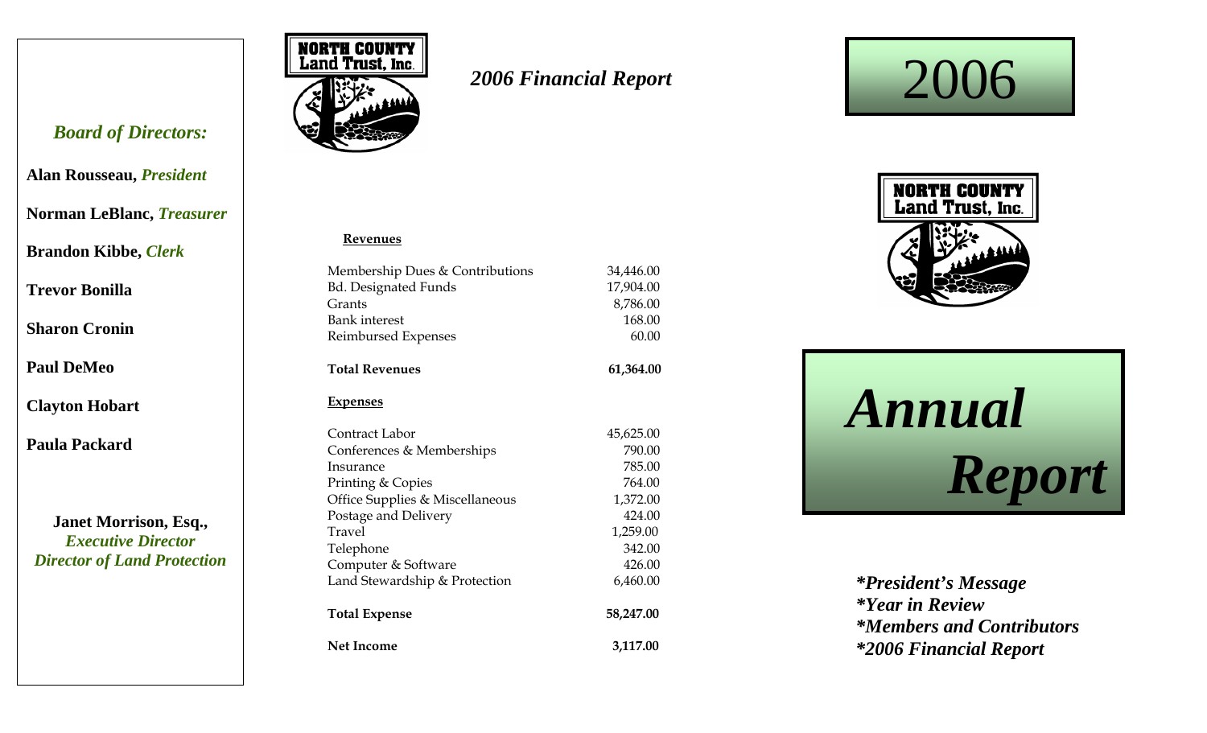## *Board of Directors:*

**Alan Rousseau,** ***President***

**Norman LeBlanc,** ***Treasurer***

**Brandon Kibbe,** ***Clerk***

**Trevor Bonilla**

**Sharon Cronin**

**Paul DeMeo**

**Clayton Hobart**

**Paula Packard**

**Janet Morrison, Esq.,**
***Executive Director***
***Director of Land Protection***

NORTH COUNTY Land Trust, Inc.

## *2006 Financial Report*

| | |
|---|---|
| **Revenues** | |
| Membership Dues & Contributions | 34,446.00 |
| Bd. Designated Funds | 17,904.00 |
| Grants | 8,786.00 |
| Bank interest | 168.00 |
| Reimbursed Expenses | 60.00 |
| **Total Revenues** | **61,364.00** |
| **Expenses** | |
| Contract Labor | 45,625.00 |
| Conferences & Memberships | 790.00 |
| Insurance | 785.00 |
| Printing & Copies | 764.00 |
| Office Supplies & Miscellaneous | 1,372.00 |
| Postage and Delivery | 424.00 |
| Travel | 1,259.00 |
| Telephone | 342.00 |
| Computer & Software | 426.00 |
| Land Stewardship & Protection | 6,460.00 |
| **Total Expense** | **58,247.00** |
| **Net Income** | **3,117.00** |

# 2006

NORTH COUNTY Land Trust, Inc.

# *Annual Report*

***President's Message**
***Year in Review**
***Members and Contributors**
***2006 Financial Report**